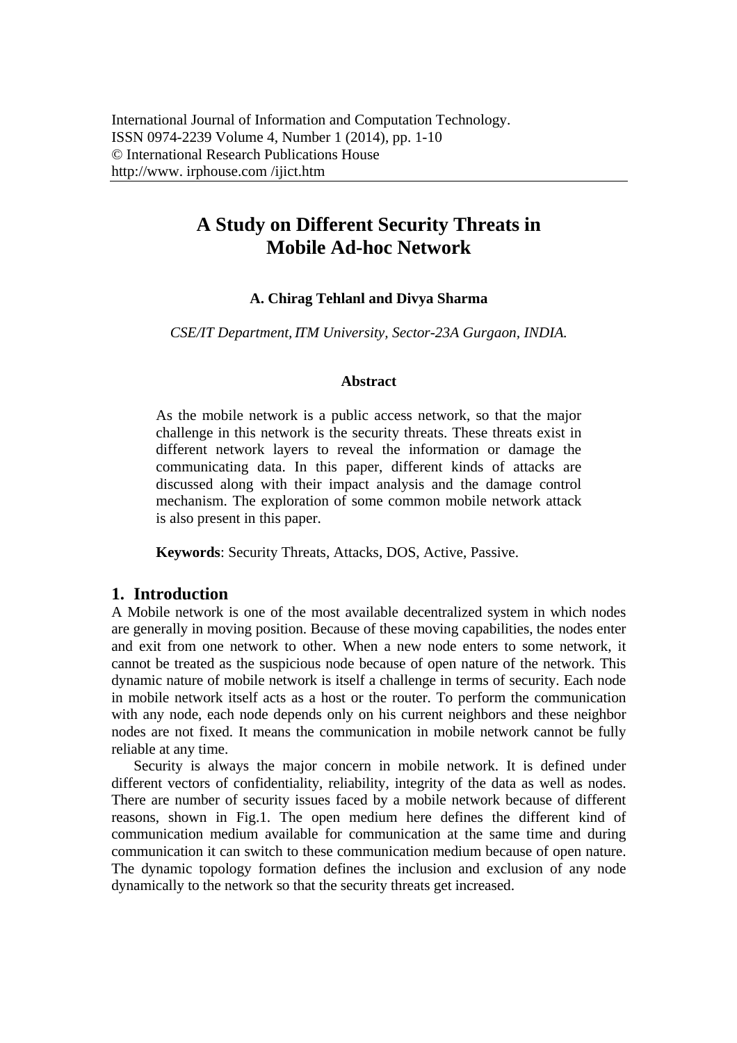# A Study on Different Security Threats in Mobile Ad-hoc Network

**A. Chirag Tehlanl and Divya Sharma**

*CSE/IT Department, ITM University, Sector-23A Gurgaon, INDIA.*

### Abstract

As the mobile network is a public access network, so that the major challenge in this network is the security threats. These threats exist in different network layers to reveal the information or damage the communicating data. In this paper, different kinds of attacks are discussed along with their impact analysis and the damage control mechanism. The exploration of some common mobile network attack is also present in this paper.

**Keywords**: Security Threats, Attacks, DOS, Active, Passive.

## 1. Introduction

A Mobile network is one of the most available decentralized system in which nodes are generally in moving position. Because of these moving capabilities, the nodes enter and exit from one network to other. When a new node enters to some network, it cannot be treated as the suspicious node because of open nature of the network. This dynamic nature of mobile network is itself a challenge in terms of security. Each node in mobile network itself acts as a host or the router. To perform the communication with any node, each node depends only on his current neighbors and these neighbor nodes are not fixed. It means the communication in mobile network cannot be fully reliable at any time.

Security is always the major concern in mobile network. It is defined under different vectors of confidentiality, reliability, integrity of the data as well as nodes. There are number of security issues faced by a mobile network because of different reasons, shown in Fig.1. The open medium here defines the different kind of communication medium available for communication at the same time and during communication it can switch to these communication medium because of open nature. The dynamic topology formation defines the inclusion and exclusion of any node dynamically to the network so that the security threats get increased.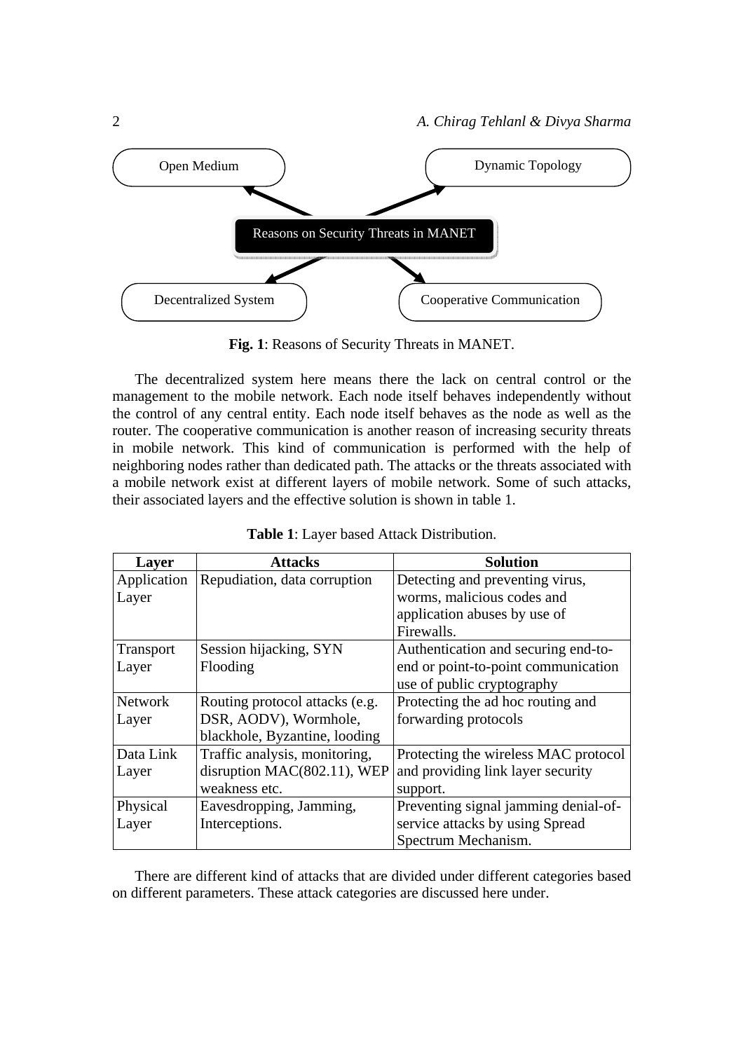Open Medium

Dynamic Topology

Reasons on Security Threats in MANET

Decentralized System

Cooperative Communication

**Fig. 1**: Reasons of Security Threats in MANET.

The decentralized system here means there the lack on central control or the management to the mobile network. Each node itself behaves independently without the control of any central entity. Each node itself behaves as the node as well as the router. The cooperative communication is another reason of increasing security threats in mobile network. This kind of communication is performed with the help of neighboring nodes rather than dedicated path. The attacks or the threats associated with a mobile network exist at different layers of mobile network. Some of such attacks, their associated layers and the effective solution is shown in table 1.

**Table 1**: Layer based Attack Distribution.

| Layer | Attacks | Solution |
|---|---|---|
| Application Layer | Repudiation, data corruption | Detecting and preventing virus, worms, malicious codes and application abuses by use of Firewalls. |
| Transport Layer | Session hijacking, SYN Flooding | Authentication and securing end-to-end or point-to-point communication use of public cryptography |
| Network Layer | Routing protocol attacks (e.g. DSR, AODV), Wormhole, blackhole, Byzantine, looding | Protecting the ad hoc routing and forwarding protocols |
| Data Link Layer | Traffic analysis, monitoring, disruption MAC(802.11), WEP weakness etc. | Protecting the wireless MAC protocol and providing link layer security support. |
| Physical Layer | Eavesdropping, Jamming, Interceptions. | Preventing signal jamming denial-of-service attacks by using Spread Spectrum Mechanism. |

There are different kind of attacks that are divided under different categories based on different parameters. These attack categories are discussed here under.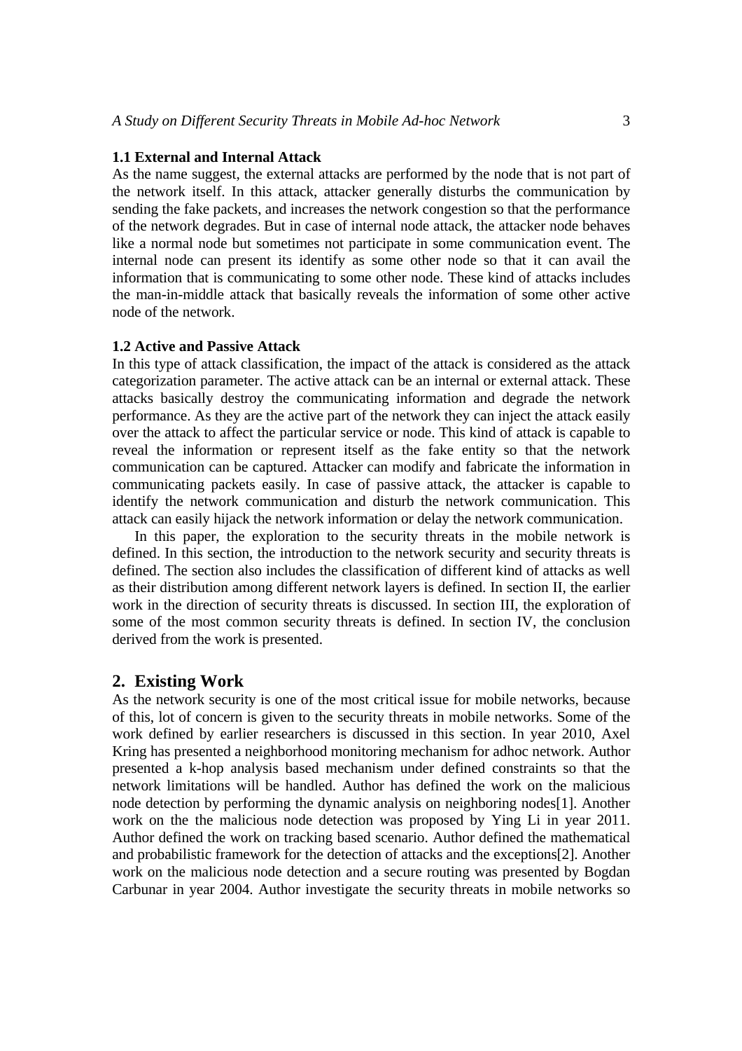### 1.1 External and Internal Attack

As the name suggest, the external attacks are performed by the node that is not part of the network itself. In this attack, attacker generally disturbs the communication by sending the fake packets, and increases the network congestion so that the performance of the network degrades. But in case of internal node attack, the attacker node behaves like a normal node but sometimes not participate in some communication event. The internal node can present its identify as some other node so that it can avail the information that is communicating to some other node. These kind of attacks includes the man-in-middle attack that basically reveals the information of some other active node of the network.

### 1.2 Active and Passive Attack

In this type of attack classification, the impact of the attack is considered as the attack categorization parameter. The active attack can be an internal or external attack. These attacks basically destroy the communicating information and degrade the network performance. As they are the active part of the network they can inject the attack easily over the attack to affect the particular service or node. This kind of attack is capable to reveal the information or represent itself as the fake entity so that the network communication can be captured. Attacker can modify and fabricate the information in communicating packets easily. In case of passive attack, the attacker is capable to identify the network communication and disturb the network communication. This attack can easily hijack the network information or delay the network communication.

In this paper, the exploration to the security threats in the mobile network is defined. In this section, the introduction to the network security and security threats is defined. The section also includes the classification of different kind of attacks as well as their distribution among different network layers is defined. In section II, the earlier work in the direction of security threats is discussed. In section III, the exploration of some of the most common security threats is defined. In section IV, the conclusion derived from the work is presented.

## 2. Existing Work

As the network security is one of the most critical issue for mobile networks, because of this, lot of concern is given to the security threats in mobile networks. Some of the work defined by earlier researchers is discussed in this section. In year 2010, Axel Kring has presented a neighborhood monitoring mechanism for adhoc network. Author presented a k-hop analysis based mechanism under defined constraints so that the network limitations will be handled. Author has defined the work on the malicious node detection by performing the dynamic analysis on neighboring nodes[1]. Another work on the the malicious node detection was proposed by Ying Li in year 2011. Author defined the work on tracking based scenario. Author defined the mathematical and probabilistic framework for the detection of attacks and the exceptions[2]. Another work on the malicious node detection and a secure routing was presented by Bogdan Carbunar in year 2004. Author investigate the security threats in mobile networks so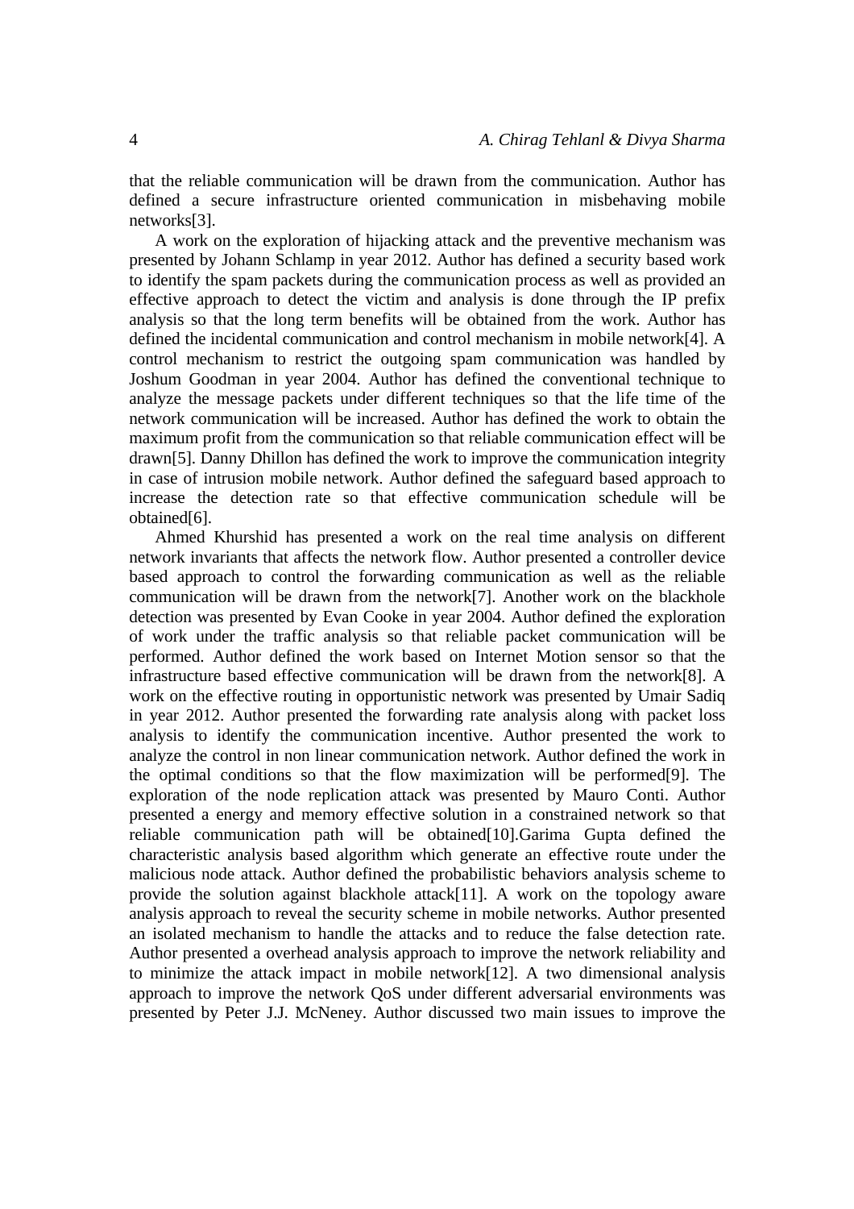that the reliable communication will be drawn from the communication. Author has defined a secure infrastructure oriented communication in misbehaving mobile networks[3].

A work on the exploration of hijacking attack and the preventive mechanism was presented by Johann Schlamp in year 2012. Author has defined a security based work to identify the spam packets during the communication process as well as provided an effective approach to detect the victim and analysis is done through the IP prefix analysis so that the long term benefits will be obtained from the work. Author has defined the incidental communication and control mechanism in mobile network[4]. A control mechanism to restrict the outgoing spam communication was handled by Joshum Goodman in year 2004. Author has defined the conventional technique to analyze the message packets under different techniques so that the life time of the network communication will be increased. Author has defined the work to obtain the maximum profit from the communication so that reliable communication effect will be drawn[5]. Danny Dhillon has defined the work to improve the communication integrity in case of intrusion mobile network. Author defined the safeguard based approach to increase the detection rate so that effective communication schedule will be obtained[6].

Ahmed Khurshid has presented a work on the real time analysis on different network invariants that affects the network flow. Author presented a controller device based approach to control the forwarding communication as well as the reliable communication will be drawn from the network[7]. Another work on the blackhole detection was presented by Evan Cooke in year 2004. Author defined the exploration of work under the traffic analysis so that reliable packet communication will be performed. Author defined the work based on Internet Motion sensor so that the infrastructure based effective communication will be drawn from the network[8]. A work on the effective routing in opportunistic network was presented by Umair Sadiq in year 2012. Author presented the forwarding rate analysis along with packet loss analysis to identify the communication incentive. Author presented the work to analyze the control in non linear communication network. Author defined the work in the optimal conditions so that the flow maximization will be performed[9]. The exploration of the node replication attack was presented by Mauro Conti. Author presented a energy and memory effective solution in a constrained network so that reliable communication path will be obtained[10].Garima Gupta defined the characteristic analysis based algorithm which generate an effective route under the malicious node attack. Author defined the probabilistic behaviors analysis scheme to provide the solution against blackhole attack[11]. A work on the topology aware analysis approach to reveal the security scheme in mobile networks. Author presented an isolated mechanism to handle the attacks and to reduce the false detection rate. Author presented a overhead analysis approach to improve the network reliability and to minimize the attack impact in mobile network[12]. A two dimensional analysis approach to improve the network QoS under different adversarial environments was presented by Peter J.J. McNeney. Author discussed two main issues to improve the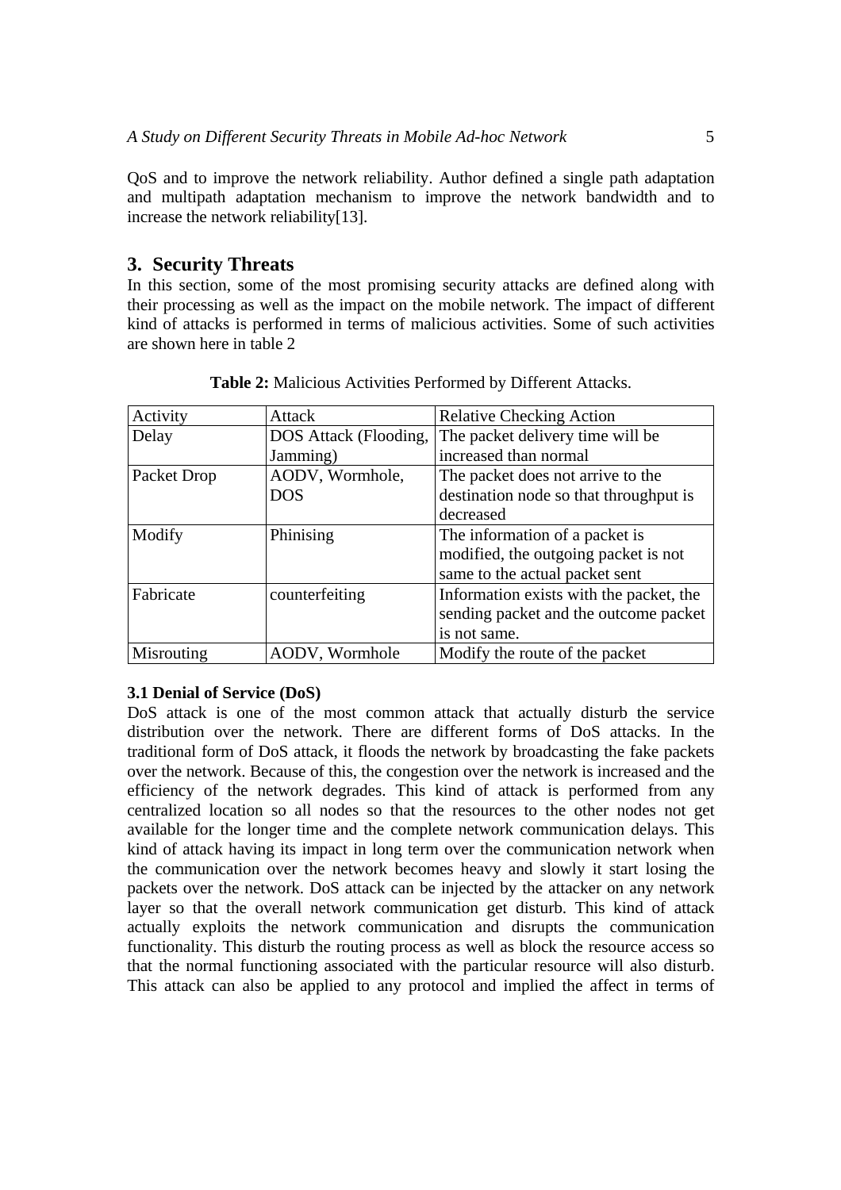QoS and to improve the network reliability. Author defined a single path adaptation and multipath adaptation mechanism to improve the network bandwidth and to increase the network reliability[13].

## 3. Security Threats

In this section, some of the most promising security attacks are defined along with their processing as well as the impact on the mobile network. The impact of different kind of attacks is performed in terms of malicious activities. Some of such activities are shown here in table 2

**Table 2:** Malicious Activities Performed by Different Attacks.

| Activity | Attack | Relative Checking Action |
|---|---|---|
| Delay | DOS Attack (Flooding, Jamming) | The packet delivery time will be increased than normal |
| Packet Drop | AODV, Wormhole, DOS | The packet does not arrive to the destination node so that throughput is decreased |
| Modify | Phinising | The information of a packet is modified, the outgoing packet is not same to the actual packet sent |
| Fabricate | counterfeiting | Information exists with the packet, the sending packet and the outcome packet is not same. |
| Misrouting | AODV, Wormhole | Modify the route of the packet |

### 3.1 Denial of Service (DoS)

DoS attack is one of the most common attack that actually disturb the service distribution over the network. There are different forms of DoS attacks. In the traditional form of DoS attack, it floods the network by broadcasting the fake packets over the network. Because of this, the congestion over the network is increased and the efficiency of the network degrades. This kind of attack is performed from any centralized location so all nodes so that the resources to the other nodes not get available for the longer time and the complete network communication delays. This kind of attack having its impact in long term over the communication network when the communication over the network becomes heavy and slowly it start losing the packets over the network. DoS attack can be injected by the attacker on any network layer so that the overall network communication get disturb. This kind of attack actually exploits the network communication and disrupts the communication functionality. This disturb the routing process as well as block the resource access so that the normal functioning associated with the particular resource will also disturb. This attack can also be applied to any protocol and implied the affect in terms of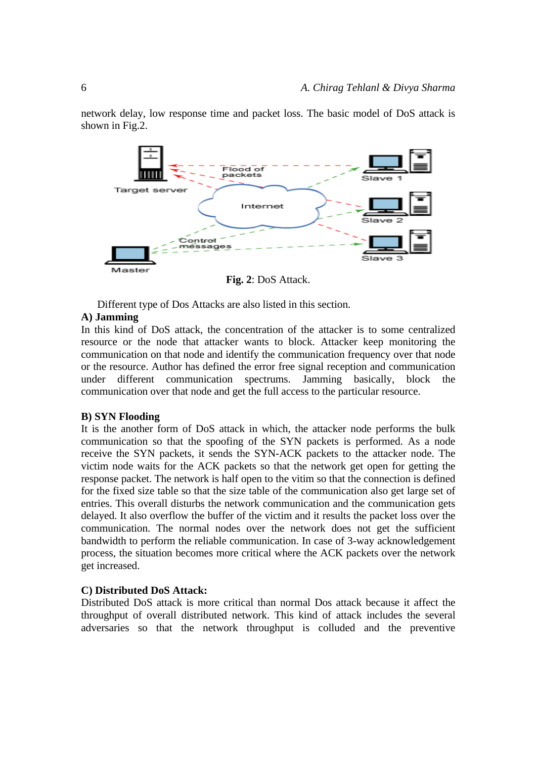network delay, low response time and packet loss. The basic model of DoS attack is shown in Fig.2.

**Fig. 2**: DoS Attack.

Different type of Dos Attacks are also listed in this section.

**A) Jamming**

In this kind of DoS attack, the concentration of the attacker is to some centralized resource or the node that attacker wants to block. Attacker keep monitoring the communication on that node and identify the communication frequency over that node or the resource. Author has defined the error free signal reception and communication under different communication spectrums. Jamming basically, block the communication over that node and get the full access to the particular resource.

**B) SYN Flooding**

It is the another form of DoS attack in which, the attacker node performs the bulk communication so that the spoofing of the SYN packets is performed. As a node receive the SYN packets, it sends the SYN-ACK packets to the attacker node. The victim node waits for the ACK packets so that the network get open for getting the response packet. The network is half open to the vitim so that the connection is defined for the fixed size table so that the size table of the communication also get large set of entries. This overall disturbs the network communication and the communication gets delayed. It also overflow the buffer of the victim and it results the packet loss over the communication. The normal nodes over the network does not get the sufficient bandwidth to perform the reliable communication. In case of 3-way acknowledgement process, the situation becomes more critical where the ACK packets over the network get increased.

**C) Distributed DoS Attack:**

Distributed DoS attack is more critical than normal Dos attack because it affect the throughput of overall distributed network. This kind of attack includes the several adversaries so that the network throughput is colluded and the preventive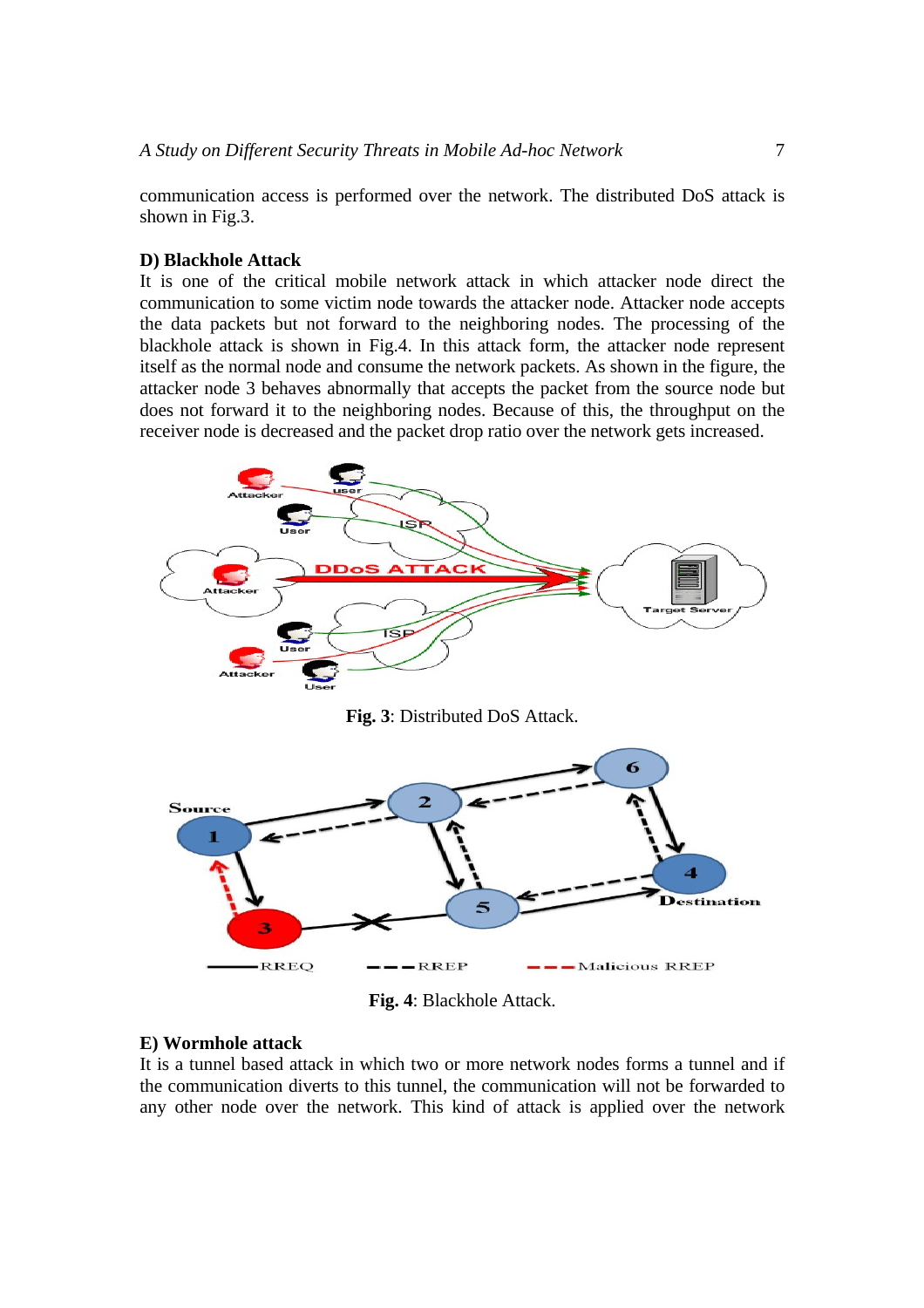communication access is performed over the network. The distributed DoS attack is shown in Fig.3.

**D) Blackhole Attack**

It is one of the critical mobile network attack in which attacker node direct the communication to some victim node towards the attacker node. Attacker node accepts the data packets but not forward to the neighboring nodes. The processing of the blackhole attack is shown in Fig.4. In this attack form, the attacker node represent itself as the normal node and consume the network packets. As shown in the figure, the attacker node 3 behaves abnormally that accepts the packet from the source node but does not forward it to the neighboring nodes. Because of this, the throughput on the receiver node is decreased and the packet drop ratio over the network gets increased.

**Fig. 3**: Distributed DoS Attack.

**Fig. 4**: Blackhole Attack.

**E) Wormhole attack**

It is a tunnel based attack in which two or more network nodes forms a tunnel and if the communication diverts to this tunnel, the communication will not be forwarded to any other node over the network. This kind of attack is applied over the network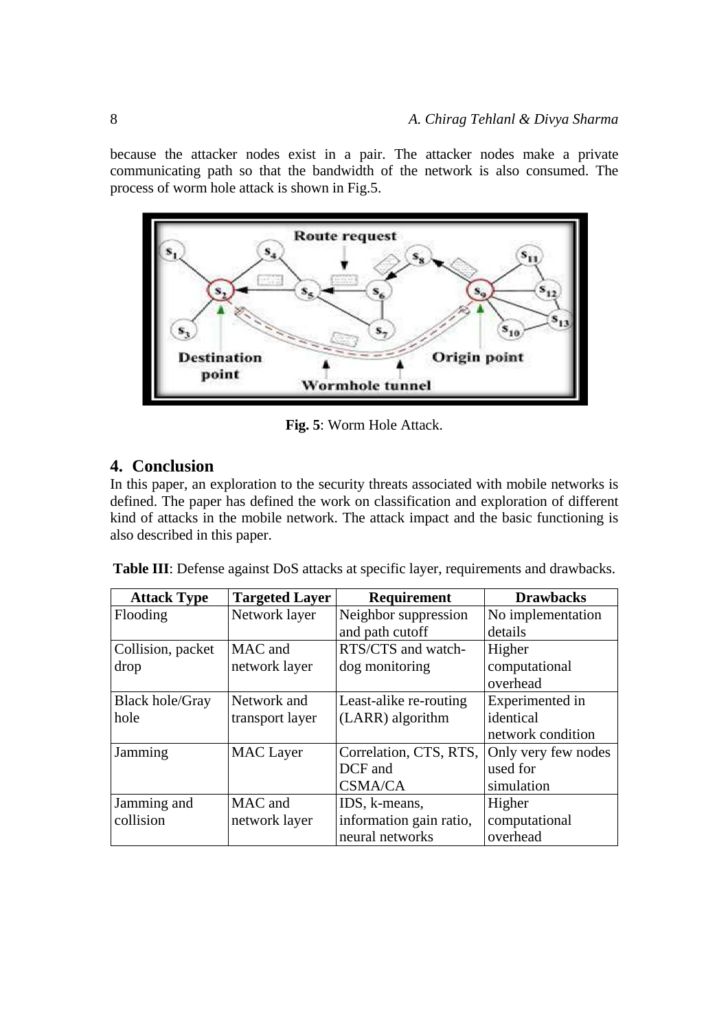because the attacker nodes exist in a pair. The attacker nodes make a private communicating path so that the bandwidth of the network is also consumed. The process of worm hole attack is shown in Fig.5.

**Fig. 5**: Worm Hole Attack.

## 4. Conclusion

In this paper, an exploration to the security threats associated with mobile networks is defined. The paper has defined the work on classification and exploration of different kind of attacks in the mobile network. The attack impact and the basic functioning is also described in this paper.

**Table III**: Defense against DoS attacks at specific layer, requirements and drawbacks.

| Attack Type | Targeted Layer | Requirement | Drawbacks |
|---|---|---|---|
| Flooding | Network layer | Neighbor suppression and path cutoff | No implementation details |
| Collision, packet drop | MAC and network layer | RTS/CTS and watch-dog monitoring | Higher computational overhead |
| Black hole/Gray hole | Network and transport layer | Least-alike re-routing (LARR) algorithm | Experimented in identical network condition |
| Jamming | MAC Layer | Correlation, CTS, RTS, DCF and CSMA/CA | Only very few nodes used for simulation |
| Jamming and collision | MAC and network layer | IDS, k-means, information gain ratio, neural networks | Higher computational overhead |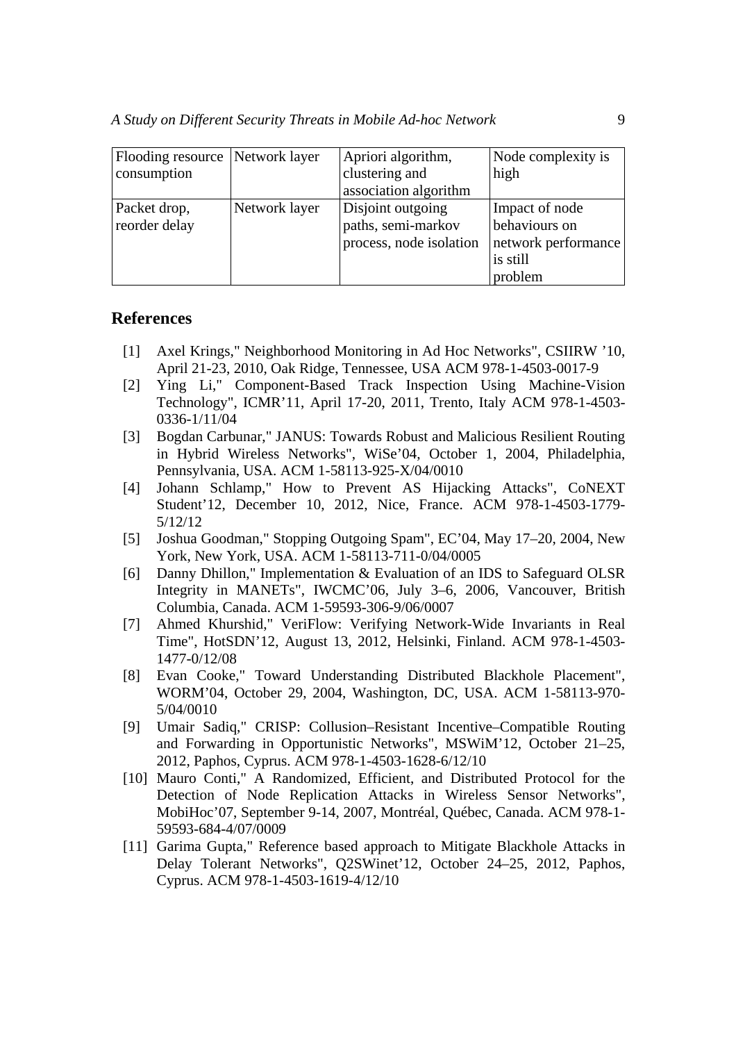| Flooding resource consumption | Network layer | Apriori algorithm, clustering and association algorithm | Node complexity is high |
|---|---|---|---|
| Packet drop, reorder delay | Network layer | Disjoint outgoing paths, semi-markov process, node isolation | Impact of node behaviours on network performance is still problem |

## References

[1] Axel Krings," Neighborhood Monitoring in Ad Hoc Networks", CSIIRW '10, April 21-23, 2010, Oak Ridge, Tennessee, USA ACM 978-1-4503-0017-9

[2] Ying Li," Component-Based Track Inspection Using Machine-Vision Technology", ICMR'11, April 17-20, 2011, Trento, Italy ACM 978-1-4503-0336-1/11/04

[3] Bogdan Carbunar," JANUS: Towards Robust and Malicious Resilient Routing in Hybrid Wireless Networks", WiSe'04, October 1, 2004, Philadelphia, Pennsylvania, USA. ACM 1-58113-925-X/04/0010

[4] Johann Schlamp," How to Prevent AS Hijacking Attacks", CoNEXT Student'12, December 10, 2012, Nice, France. ACM 978-1-4503-1779-5/12/12

[5] Joshua Goodman," Stopping Outgoing Spam", EC'04, May 17–20, 2004, New York, New York, USA. ACM 1-58113-711-0/04/0005

[6] Danny Dhillon," Implementation & Evaluation of an IDS to Safeguard OLSR Integrity in MANETs", IWCMC'06, July 3–6, 2006, Vancouver, British Columbia, Canada. ACM 1-59593-306-9/06/0007

[7] Ahmed Khurshid," VeriFlow: Verifying Network-Wide Invariants in Real Time", HotSDN'12, August 13, 2012, Helsinki, Finland. ACM 978-1-4503-1477-0/12/08

[8] Evan Cooke," Toward Understanding Distributed Blackhole Placement", WORM'04, October 29, 2004, Washington, DC, USA. ACM 1-58113-970-5/04/0010

[9] Umair Sadiq," CRISP: Collusion–Resistant Incentive–Compatible Routing and Forwarding in Opportunistic Networks", MSWiM'12, October 21–25, 2012, Paphos, Cyprus. ACM 978-1-4503-1628-6/12/10

[10] Mauro Conti," A Randomized, Efficient, and Distributed Protocol for the Detection of Node Replication Attacks in Wireless Sensor Networks", MobiHoc'07, September 9-14, 2007, Montréal, Québec, Canada. ACM 978-1-59593-684-4/07/0009

[11] Garima Gupta," Reference based approach to Mitigate Blackhole Attacks in Delay Tolerant Networks", Q2SWinet'12, October 24–25, 2012, Paphos, Cyprus. ACM 978-1-4503-1619-4/12/10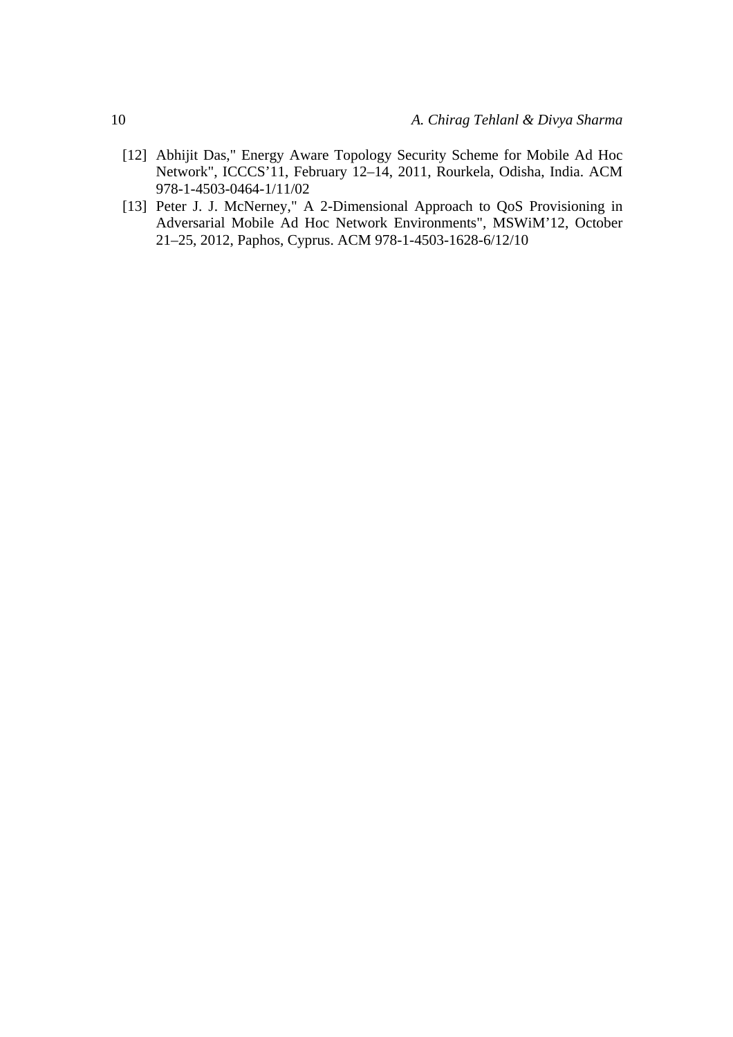[12] Abhijit Das," Energy Aware Topology Security Scheme for Mobile Ad Hoc Network", ICCCS'11, February 12–14, 2011, Rourkela, Odisha, India. ACM 978-1-4503-0464-1/11/02

[13] Peter J. J. McNerney," A 2-Dimensional Approach to QoS Provisioning in Adversarial Mobile Ad Hoc Network Environments", MSWiM'12, October 21–25, 2012, Paphos, Cyprus. ACM 978-1-4503-1628-6/12/10